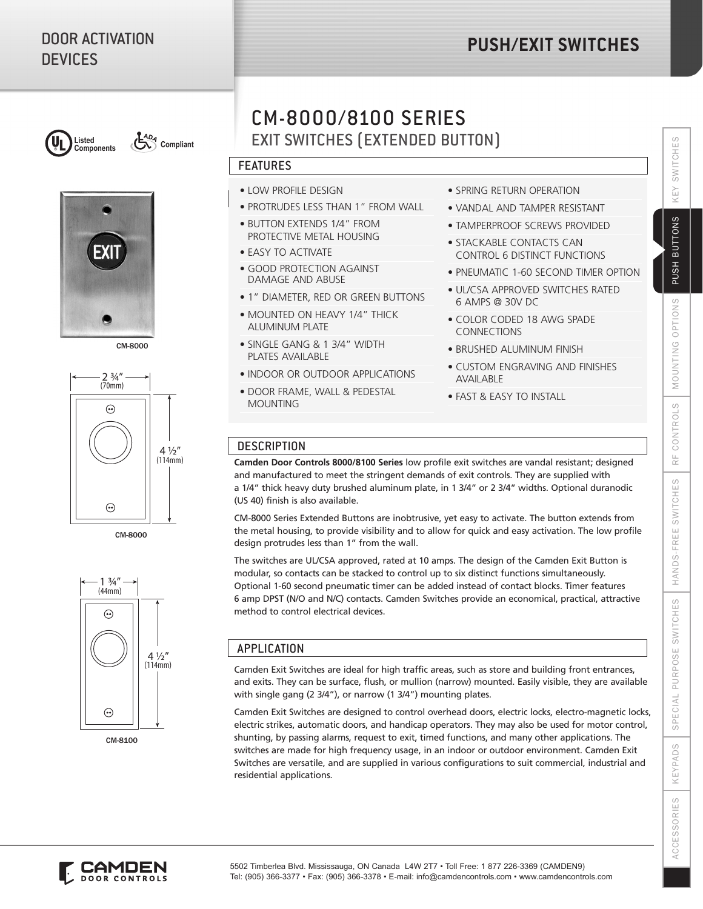# DOOR ACTIVATION DEVICES

# PUSH/EXIT SWITCHES

Listed Components   ADA Compliant

CM-8000

2 ¾" (70mm)

4 ½" (114mm)

CM-8000

1 ¾" (44mm)

4 ½" (114mm)

CM-8100

## CM-8000/8100 SERIES

### EXIT SWITCHES (EXTENDED BUTTON)

### FEATURES

- LOW PROFILE DESIGN
- PROTRUDES LESS THAN 1" FROM WALL
- BUTTON EXTENDS 1/4" FROM PROTECTIVE METAL HOUSING
- EASY TO ACTIVATE
- GOOD PROTECTION AGAINST DAMAGE AND ABUSE
- 1" DIAMETER, RED OR GREEN BUTTONS
- MOUNTED ON HEAVY 1/4" THICK ALUMINUM PLATE
- SINGLE GANG & 1 3/4" WIDTH PLATES AVAILABLE
- INDOOR OR OUTDOOR APPLICATIONS
- DOOR FRAME, WALL & PEDESTAL MOUNTING
- SPRING RETURN OPERATION
- VANDAL AND TAMPER RESISTANT
- TAMPERPROOF SCREWS PROVIDED
- STACKABLE CONTACTS CAN CONTROL 6 DISTINCT FUNCTIONS
- PNEUMATIC 1-60 SECOND TIMER OPTION
- UL/CSA APPROVED SWITCHES RATED 6 AMPS @ 30V DC
- COLOR CODED 18 AWG SPADE CONNECTIONS
- BRUSHED ALUMINUM FINISH
- CUSTOM ENGRAVING AND FINISHES AVAILABLE
- FAST & EASY TO INSTALL

### DESCRIPTION

**Camden Door Controls 8000/8100 Series** low profile exit switches are vandal resistant; designed and manufactured to meet the stringent demands of exit controls. They are supplied with a 1/4" thick heavy duty brushed aluminum plate, in 1 3/4" or 2 3/4" widths. Optional duranodic (US 40) finish is also available.

CM-8000 Series Extended Buttons are inobtrusive, yet easy to activate. The button extends from the metal housing, to provide visibility and to allow for quick and easy activation. The low profile design protrudes less than 1" from the wall.

The switches are UL/CSA approved, rated at 10 amps. The design of the Camden Exit Button is modular, so contacts can be stacked to control up to six distinct functions simultaneously. Optional 1-60 second pneumatic timer can be added instead of contact blocks. Timer features 6 amp DPST (N/O and N/C) contacts. Camden Switches provide an economical, practical, attractive method to control electrical devices.

### APPLICATION

Camden Exit Switches are ideal for high traffic areas, such as store and building front entrances, and exits. They can be surface, flush, or mullion (narrow) mounted. Easily visible, they are available with single gang (2 3/4"), or narrow (1 3/4") mounting plates.

Camden Exit Switches are designed to control overhead doors, electric locks, electro-magnetic locks, electric strikes, automatic doors, and handicap operators. They may also be used for motor control, shunting, by passing alarms, request to exit, timed functions, and many other applications. The switches are made for high frequency usage, in an indoor or outdoor environment. Camden Exit Switches are versatile, and are supplied in various configurations to suit commercial, industrial and residential applications.

CAMDEN DOOR CONTROLS

5502 Timberlea Blvd. Mississauga, ON Canada L4W 2T7 • Toll Free: 1 877 226-3369 (CAMDEN9)
Tel: (905) 366-3377 • Fax: (905) 366-3378 • E-mail: info@camdencontrols.com • www.camdencontrols.com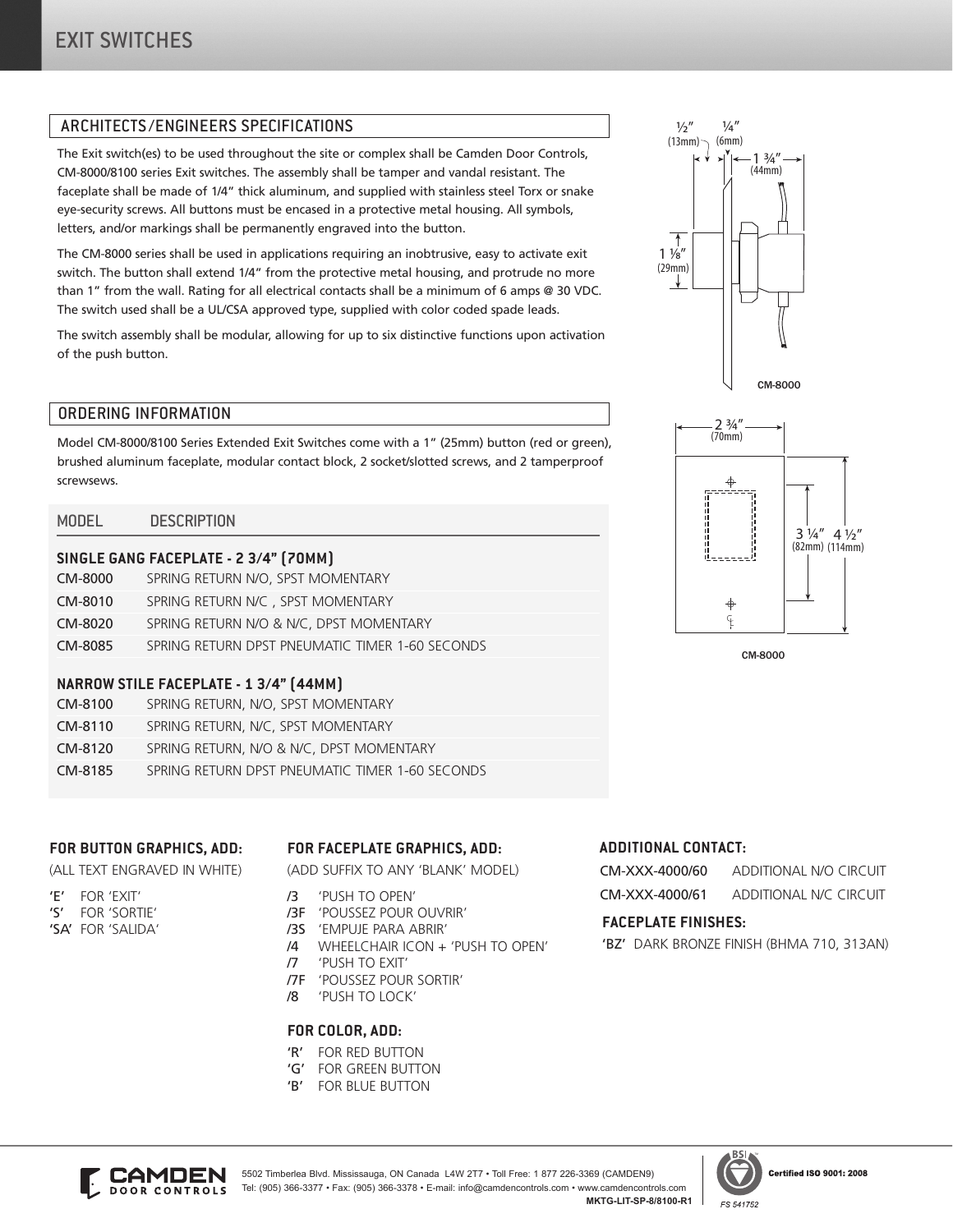# EXIT SWITCHES

## ARCHITECTS/ENGINEERS SPECIFICATIONS

The Exit switch(es) to be used throughout the site or complex shall be Camden Door Controls, CM-8000/8100 series Exit switches. The assembly shall be tamper and vandal resistant. The faceplate shall be made of 1/4" thick aluminum, and supplied with stainless steel Torx or snake eye-security screws. All buttons must be encased in a protective metal housing. All symbols, letters, and/or markings shall be permanently engraved into the button.

The CM-8000 series shall be used in applications requiring an inobtrusive, easy to activate exit switch. The button shall extend 1/4" from the protective metal housing, and protrude no more than 1" from the wall. Rating for all electrical contacts shall be a minimum of 6 amps @ 30 VDC. The switch used shall be a UL/CSA approved type, supplied with color coded spade leads.

The switch assembly shall be modular, allowing for up to six distinctive functions upon activation of the push button.

½" (13mm)
¼" (6mm)
1 ¾" (44mm)
1 ⅛" (29mm)
CM-8000

## ORDERING INFORMATION

Model CM-8000/8100 Series Extended Exit Switches come with a 1" (25mm) button (red or green), brushed aluminum faceplate, modular contact block, 2 socket/slotted screws, and 2 tamperproof screwsews.

2 ¾" (70mm)
3 ¼" (82mm)
4 ½" (114mm)
CM-8000

| MODEL | DESCRIPTION |
|---|---|
| **SINGLE GANG FACEPLATE - 2 3/4" (70MM)** | |
| CM-8000 | SPRING RETURN N/O, SPST MOMENTARY |
| CM-8010 | SPRING RETURN N/C , SPST MOMENTARY |
| CM-8020 | SPRING RETURN N/O & N/C, DPST MOMENTARY |
| CM-8085 | SPRING RETURN DPST PNEUMATIC TIMER 1-60 SECONDS |
| **NARROW STILE FACEPLATE - 1 3/4" (44MM)** | |
| CM-8100 | SPRING RETURN, N/O, SPST MOMENTARY |
| CM-8110 | SPRING RETURN, N/C, SPST MOMENTARY |
| CM-8120 | SPRING RETURN, N/O & N/C, DPST MOMENTARY |
| CM-8185 | SPRING RETURN DPST PNEUMATIC TIMER 1-60 SECONDS |

### FOR BUTTON GRAPHICS, ADD:

(ALL TEXT ENGRAVED IN WHITE)

- 'E' FOR 'EXIT'
- 'S' FOR 'SORTIE'
- 'SA' FOR 'SALIDA'

### FOR FACEPLATE GRAPHICS, ADD:

(ADD SUFFIX TO ANY 'BLANK' MODEL)

- /3 'PUSH TO OPEN'
- /3F 'POUSSEZ POUR OUVRIR'
- /3S 'EMPUJE PARA ABRIR'
- /4 WHEELCHAIR ICON + 'PUSH TO OPEN'
- /7 'PUSH TO EXIT'
- /7F 'POUSSEZ POUR SORTIR'
- /8 'PUSH TO LOCK'

### FOR COLOR, ADD:

- 'R' FOR RED BUTTON
- 'G' FOR GREEN BUTTON
- 'B' FOR BLUE BUTTON

### ADDITIONAL CONTACT:

| | |
|---|---|
| CM-XXX-4000/60 | ADDITIONAL N/O CIRCUIT |
| CM-XXX-4000/61 | ADDITIONAL N/C CIRCUIT |

### FACEPLATE FINISHES:

'BZ' DARK BRONZE FINISH (BHMA 710, 313AN)

CAMDEN DOOR CONTROLS

5502 Timberlea Blvd. Mississauga, ON Canada L4W 2T7 • Toll Free: 1 877 226-3369 (CAMDEN9)
Tel: (905) 366-3377 • Fax: (905) 366-3378 • E-mail: info@camdencontrols.com • www.camdencontrols.com
MKTG-LIT-SP-8/8100-R1

Certified ISO 9001: 2008
FS 541752